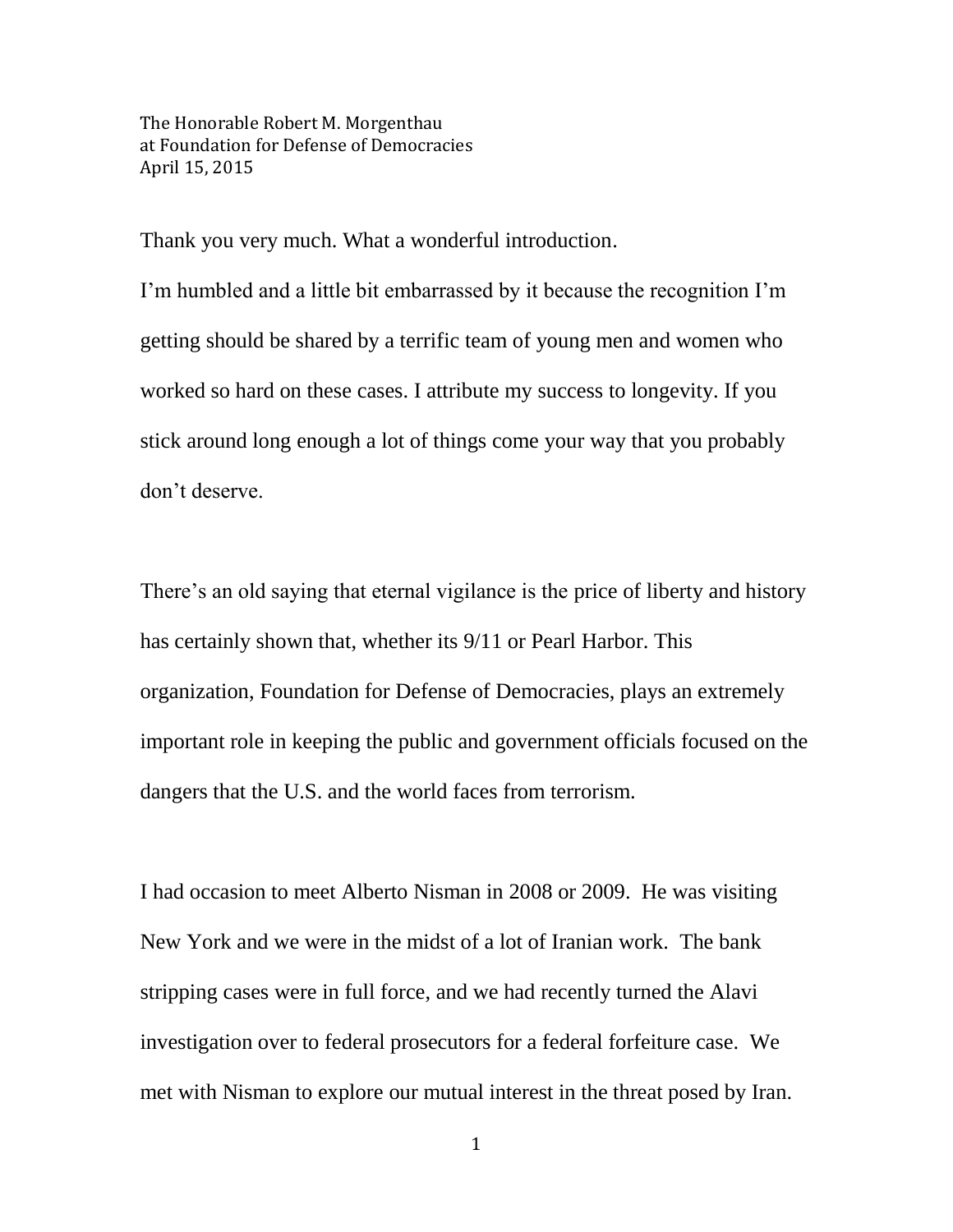The Honorable Robert M. Morgenthau
at Foundation for Defense of Democracies
April 15, 2015

Thank you very much. What a wonderful introduction.

I'm humbled and a little bit embarrassed by it because the recognition I'm getting should be shared by a terrific team of young men and women who worked so hard on these cases. I attribute my success to longevity. If you stick around long enough a lot of things come your way that you probably don't deserve.

There's an old saying that eternal vigilance is the price of liberty and history has certainly shown that, whether its 9/11 or Pearl Harbor. This organization, Foundation for Defense of Democracies, plays an extremely important role in keeping the public and government officials focused on the dangers that the U.S. and the world faces from terrorism.

I had occasion to meet Alberto Nisman in 2008 or 2009. He was visiting New York and we were in the midst of a lot of Iranian work. The bank stripping cases were in full force, and we had recently turned the Alavi investigation over to federal prosecutors for a federal forfeiture case. We met with Nisman to explore our mutual interest in the threat posed by Iran.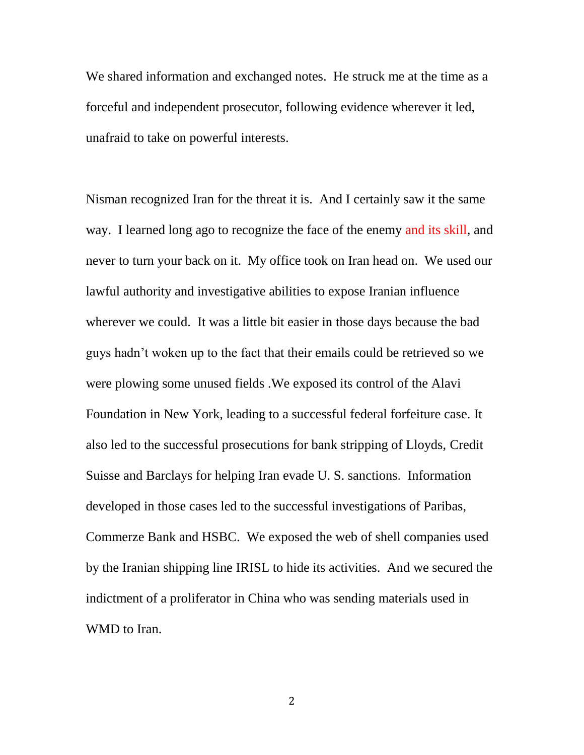We shared information and exchanged notes. He struck me at the time as a forceful and independent prosecutor, following evidence wherever it led, unafraid to take on powerful interests.

Nisman recognized Iran for the threat it is. And I certainly saw it the same way. I learned long ago to recognize the face of the enemy and its skill, and never to turn your back on it. My office took on Iran head on. We used our lawful authority and investigative abilities to expose Iranian influence wherever we could. It was a little bit easier in those days because the bad guys hadn't woken up to the fact that their emails could be retrieved so we were plowing some unused fields .We exposed its control of the Alavi Foundation in New York, leading to a successful federal forfeiture case. It also led to the successful prosecutions for bank stripping of Lloyds, Credit Suisse and Barclays for helping Iran evade U. S. sanctions. Information developed in those cases led to the successful investigations of Paribas, Commerze Bank and HSBC. We exposed the web of shell companies used by the Iranian shipping line IRISL to hide its activities. And we secured the indictment of a proliferator in China who was sending materials used in WMD to Iran.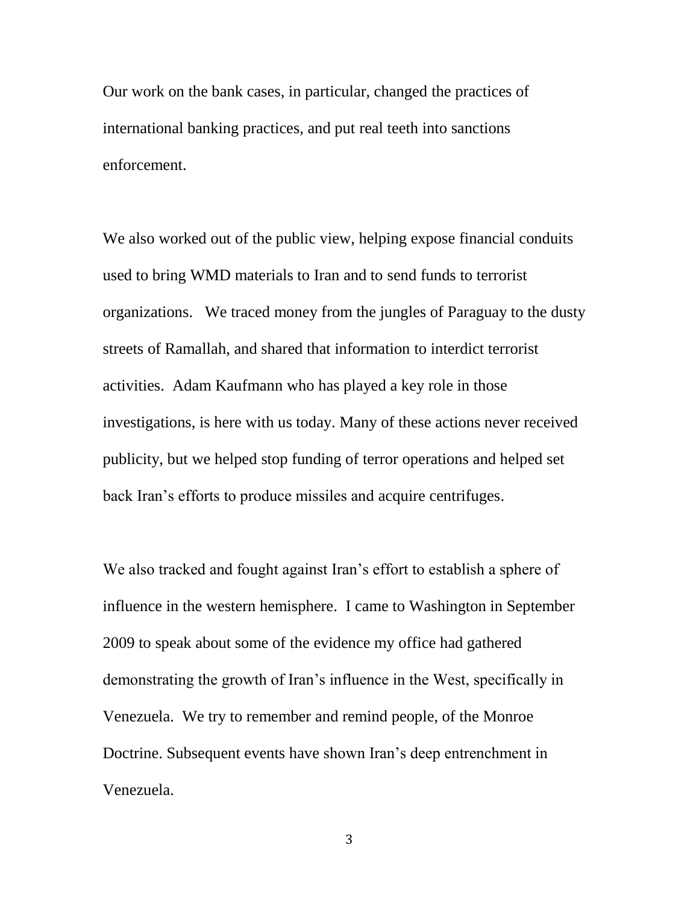Our work on the bank cases, in particular, changed the practices of international banking practices, and put real teeth into sanctions enforcement.

We also worked out of the public view, helping expose financial conduits used to bring WMD materials to Iran and to send funds to terrorist organizations. We traced money from the jungles of Paraguay to the dusty streets of Ramallah, and shared that information to interdict terrorist activities. Adam Kaufmann who has played a key role in those investigations, is here with us today. Many of these actions never received publicity, but we helped stop funding of terror operations and helped set back Iran's efforts to produce missiles and acquire centrifuges.

We also tracked and fought against Iran's effort to establish a sphere of influence in the western hemisphere. I came to Washington in September 2009 to speak about some of the evidence my office had gathered demonstrating the growth of Iran's influence in the West, specifically in Venezuela. We try to remember and remind people, of the Monroe Doctrine. Subsequent events have shown Iran's deep entrenchment in Venezuela.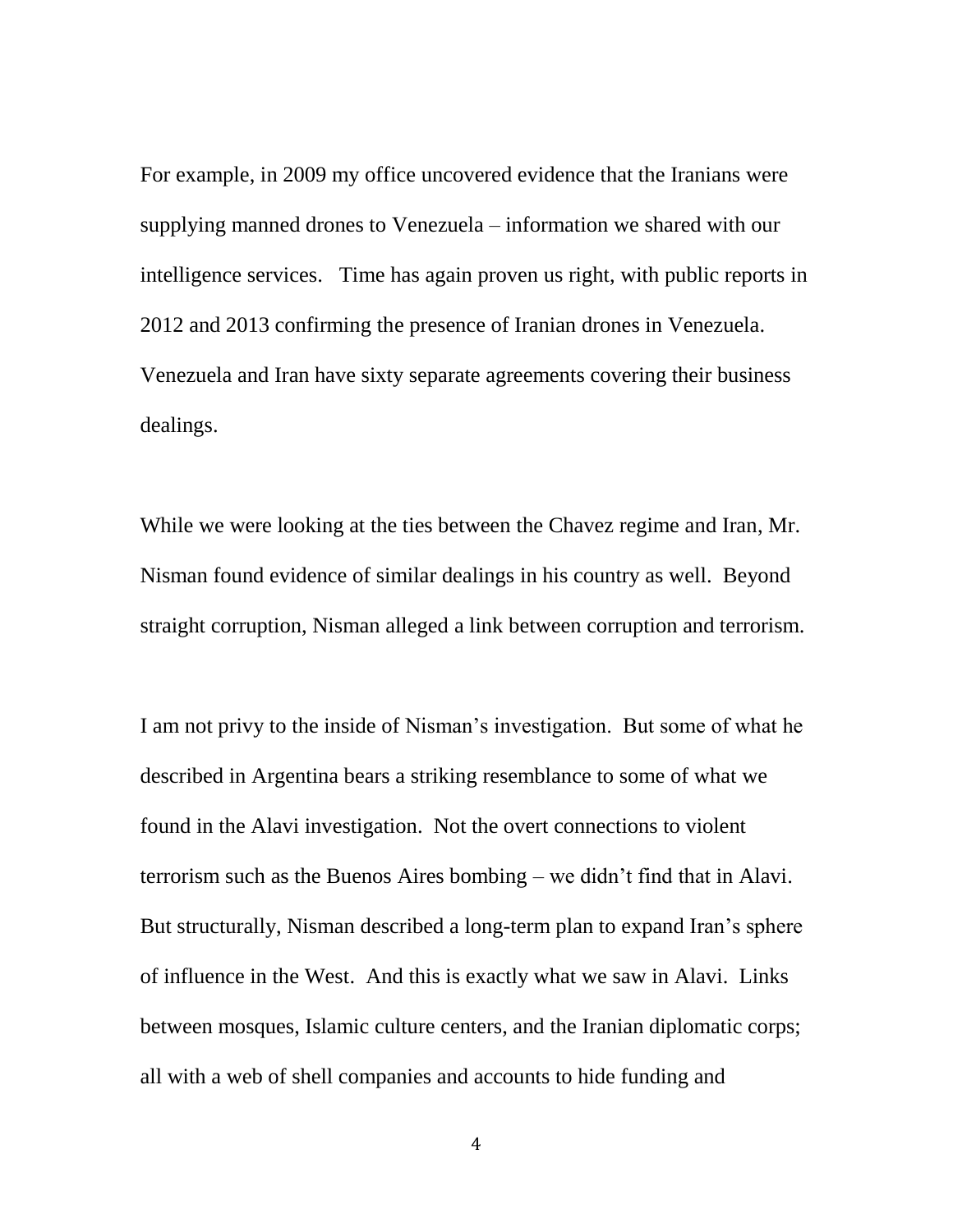For example, in 2009 my office uncovered evidence that the Iranians were supplying manned drones to Venezuela – information we shared with our intelligence services. Time has again proven us right, with public reports in 2012 and 2013 confirming the presence of Iranian drones in Venezuela. Venezuela and Iran have sixty separate agreements covering their business dealings.

While we were looking at the ties between the Chavez regime and Iran, Mr. Nisman found evidence of similar dealings in his country as well. Beyond straight corruption, Nisman alleged a link between corruption and terrorism.

I am not privy to the inside of Nisman's investigation. But some of what he described in Argentina bears a striking resemblance to some of what we found in the Alavi investigation. Not the overt connections to violent terrorism such as the Buenos Aires bombing – we didn't find that in Alavi. But structurally, Nisman described a long-term plan to expand Iran's sphere of influence in the West. And this is exactly what we saw in Alavi. Links between mosques, Islamic culture centers, and the Iranian diplomatic corps; all with a web of shell companies and accounts to hide funding and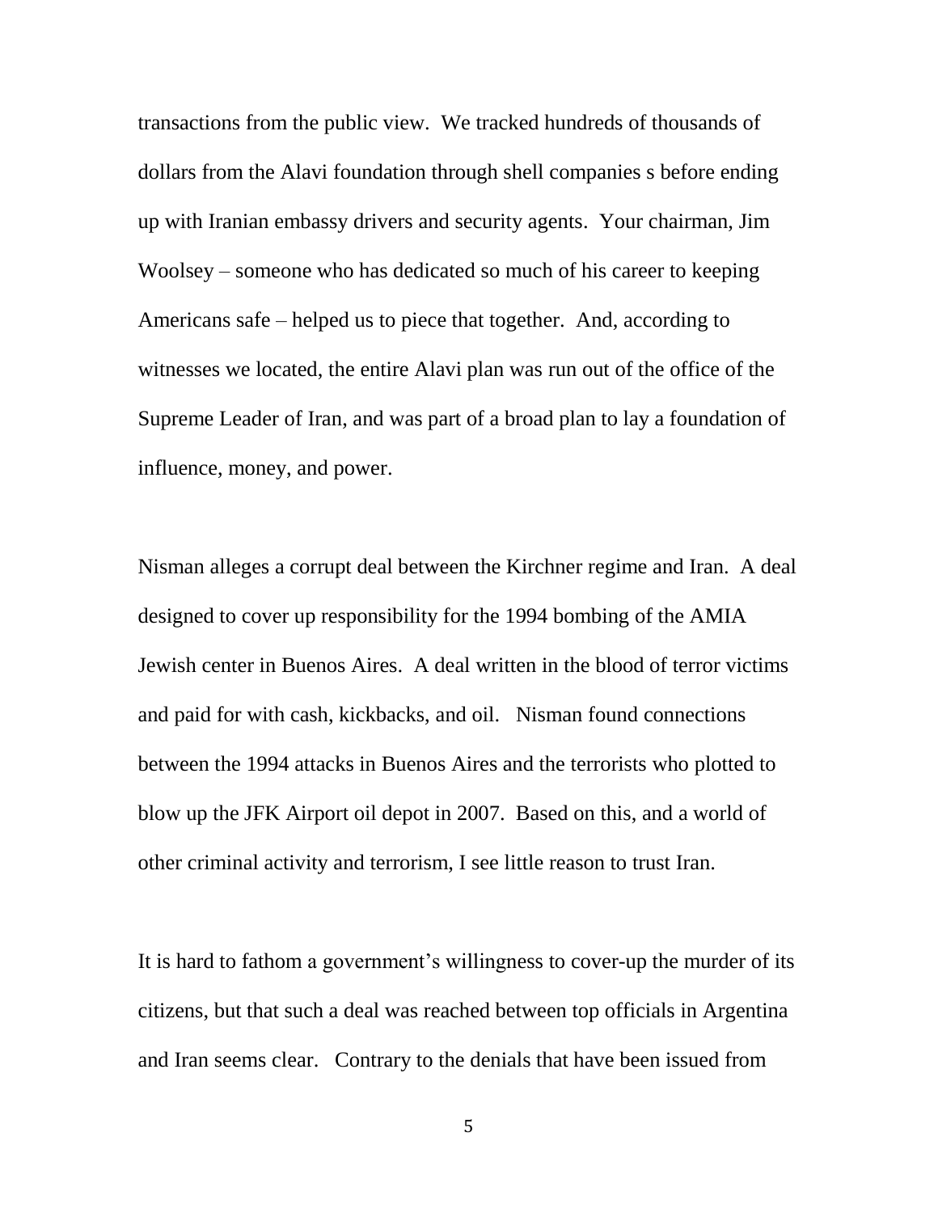transactions from the public view. We tracked hundreds of thousands of dollars from the Alavi foundation through shell companies s before ending up with Iranian embassy drivers and security agents. Your chairman, Jim Woolsey – someone who has dedicated so much of his career to keeping Americans safe – helped us to piece that together. And, according to witnesses we located, the entire Alavi plan was run out of the office of the Supreme Leader of Iran, and was part of a broad plan to lay a foundation of influence, money, and power.

Nisman alleges a corrupt deal between the Kirchner regime and Iran. A deal designed to cover up responsibility for the 1994 bombing of the AMIA Jewish center in Buenos Aires. A deal written in the blood of terror victims and paid for with cash, kickbacks, and oil. Nisman found connections between the 1994 attacks in Buenos Aires and the terrorists who plotted to blow up the JFK Airport oil depot in 2007. Based on this, and a world of other criminal activity and terrorism, I see little reason to trust Iran.

It is hard to fathom a government's willingness to cover-up the murder of its citizens, but that such a deal was reached between top officials in Argentina and Iran seems clear. Contrary to the denials that have been issued from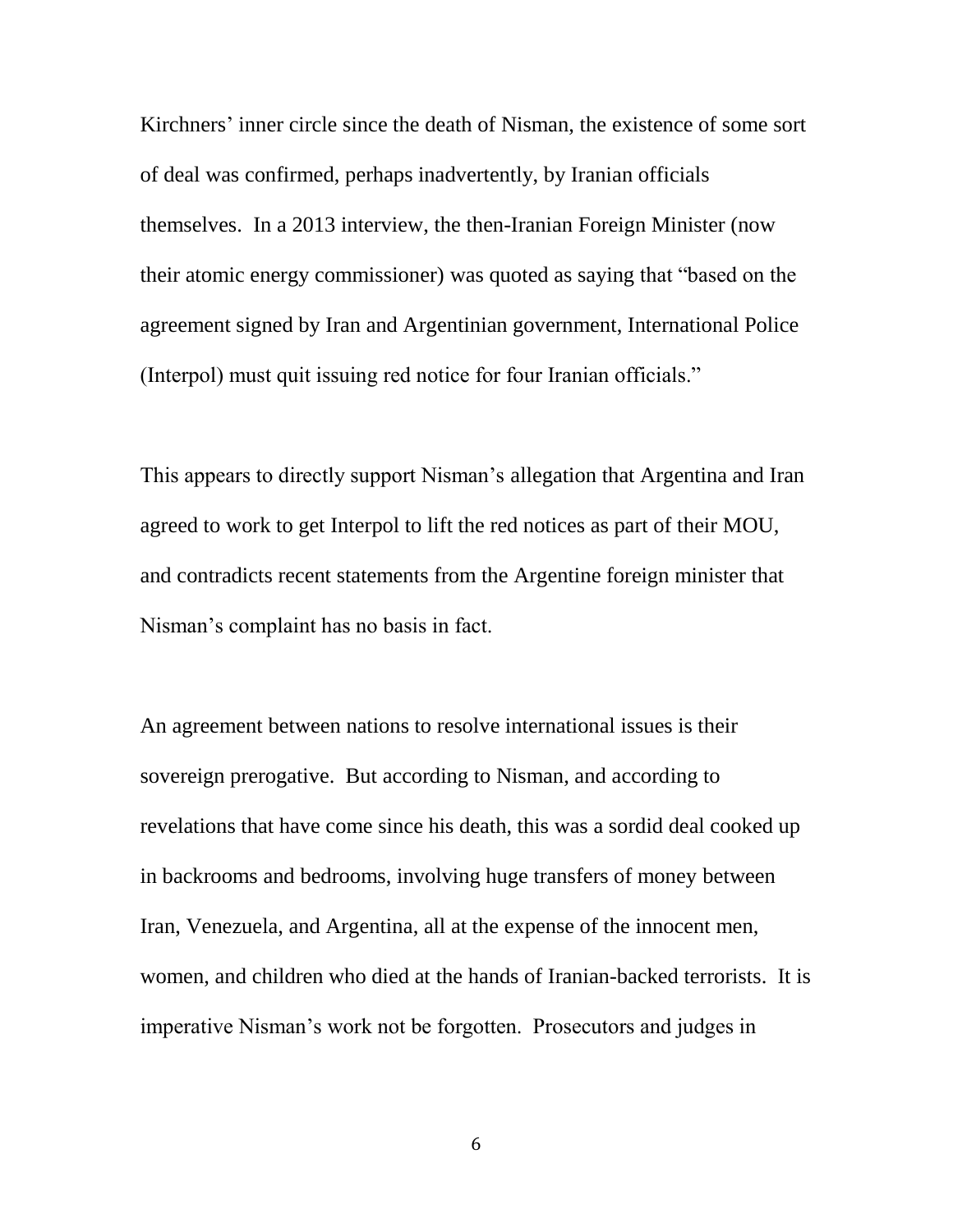Kirchners' inner circle since the death of Nisman, the existence of some sort of deal was confirmed, perhaps inadvertently, by Iranian officials themselves. In a 2013 interview, the then-Iranian Foreign Minister (now their atomic energy commissioner) was quoted as saying that "based on the agreement signed by Iran and Argentinian government, International Police (Interpol) must quit issuing red notice for four Iranian officials."

This appears to directly support Nisman's allegation that Argentina and Iran agreed to work to get Interpol to lift the red notices as part of their MOU, and contradicts recent statements from the Argentine foreign minister that Nisman's complaint has no basis in fact.

An agreement between nations to resolve international issues is their sovereign prerogative. But according to Nisman, and according to revelations that have come since his death, this was a sordid deal cooked up in backrooms and bedrooms, involving huge transfers of money between Iran, Venezuela, and Argentina, all at the expense of the innocent men, women, and children who died at the hands of Iranian-backed terrorists. It is imperative Nisman's work not be forgotten. Prosecutors and judges in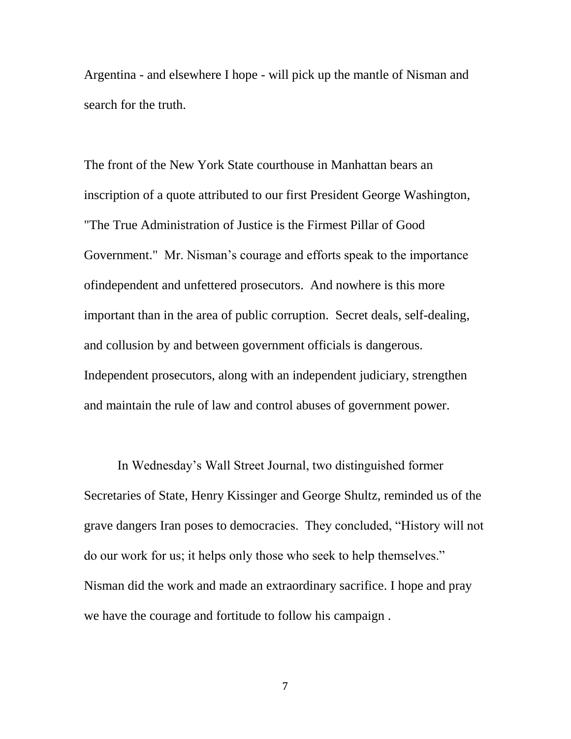Argentina - and elsewhere I hope - will pick up the mantle of Nisman and search for the truth.

The front of the New York State courthouse in Manhattan bears an inscription of a quote attributed to our first President George Washington, "The True Administration of Justice is the Firmest Pillar of Good Government." Mr. Nisman's courage and efforts speak to the importance ofindependent and unfettered prosecutors. And nowhere is this more important than in the area of public corruption. Secret deals, self-dealing, and collusion by and between government officials is dangerous. Independent prosecutors, along with an independent judiciary, strengthen and maintain the rule of law and control abuses of government power.

In Wednesday's Wall Street Journal, two distinguished former Secretaries of State, Henry Kissinger and George Shultz, reminded us of the grave dangers Iran poses to democracies. They concluded, "History will not do our work for us; it helps only those who seek to help themselves." Nisman did the work and made an extraordinary sacrifice. I hope and pray we have the courage and fortitude to follow his campaign .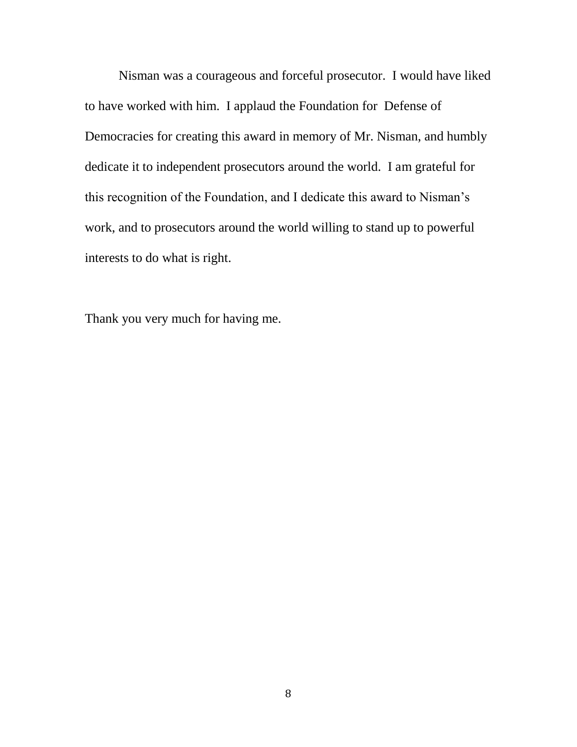Nisman was a courageous and forceful prosecutor. I would have liked to have worked with him. I applaud the Foundation for Defense of Democracies for creating this award in memory of Mr. Nisman, and humbly dedicate it to independent prosecutors around the world. I am grateful for this recognition of the Foundation, and I dedicate this award to Nisman's work, and to prosecutors around the world willing to stand up to powerful interests to do what is right.

Thank you very much for having me.